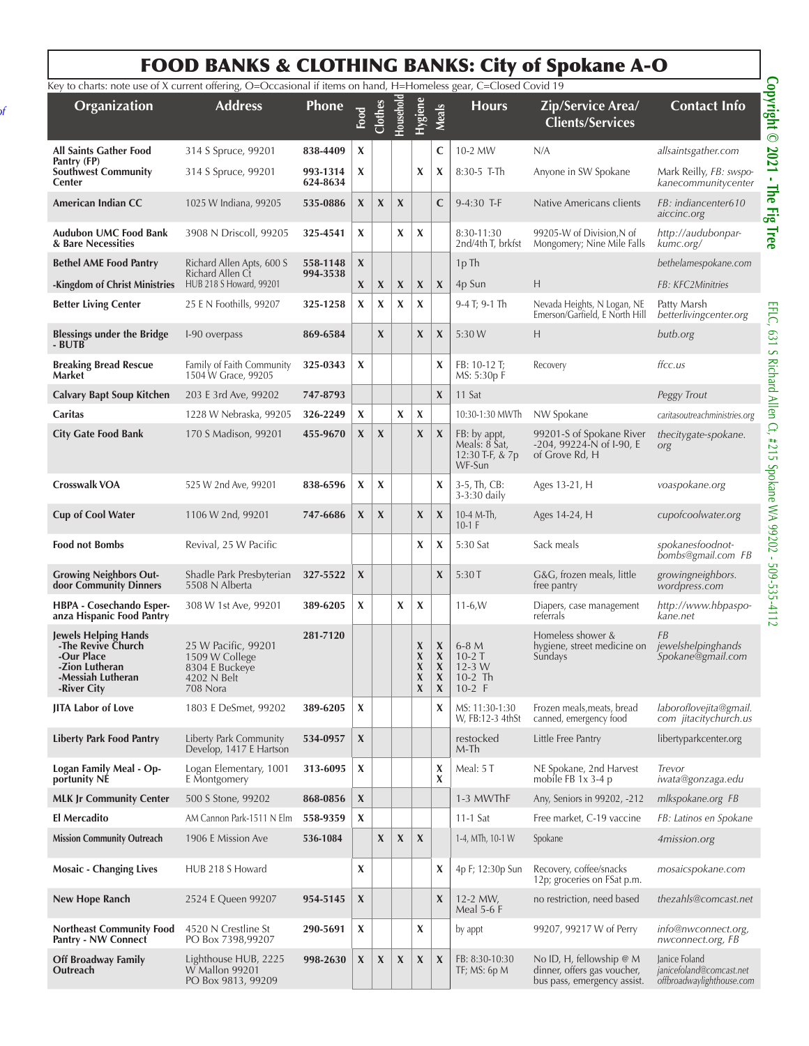# FOOD BANKS & CLOTHING BANKS: City of Spokane A-O

Key to charts: note use of X current offering, O=Occasional if items on hand, H=Homeless gear, C=Closed Covid 19

| Organization | Address | Phone | Food | Clothes | Household | Hygiene | Meals | Hours | Zip/Service Area/ Clients/Services | Contact Info |
|---|---|---|---|---|---|---|---|---|---|---|
| **All Saints Gather Food Pantry (FP)** | 314 S Spruce, 99201 | **838-4409** | X | | | | C | 10-2 MW | N/A | *allsaintsgather.com* |
| **Southwest Community Center** | 314 S Spruce, 99201 | **993-1314 624-8634** | X | | | X | X | 8:30-5 T-Th | Anyone in SW Spokane | Mark Reilly, *FB: swspokanecommunitycenter* |
| **American Indian CC** | 1025 W Indiana, 99205 | **535-0886** | X | X | X | | C | 9-4:30 T-F | Native Americans clients | *FB: indiancenter610 aiccinc.org* |
| **Audubon UMC Food Bank & Bare Necessities** | 3908 N Driscoll, 99205 | **325-4541** | X | | X | X | | 8:30-11:30 2nd/4th T, brkfst | 99205-W of Division,N of Mongomery; Nine Mile Falls | *http://audubonparkumc.org/* |
| **Bethel AME Food Pantry** | Richard Allen Apts, 600 S Richard Allen Ct | **558-1148 994-3538** | X | | | | | 1p Th | | *bethelamespokane.com* |
| **-Kingdom of Christ Ministries** | HUB 218 S Howard, 99201 | | X | X | X | X | X | 4p Sun | H | *FB: KFC2Minitries* |
| **Better Living Center** | 25 E N Foothills, 99207 | **325-1258** | X | X | X | X | | 9-4 T; 9-1 Th | Nevada Heights, N Logan, NE Emerson/Garfield, E North Hill | Patty Marsh *betterlivingcenter.org* |
| **Blessings under the Bridge - BUTB** | I-90 overpass | **869-6584** | | X | | X | X | 5:30 W | H | *butb.org* |
| **Breaking Bread Rescue Market** | Family of Faith Community 1504 W Grace, 99205 | **325-0343** | X | | | | X | FB: 10-12 T; MS: 5:30p F | Recovery | *ffcc.us* |
| **Calvary Bapt Soup Kitchen** | 203 E 3rd Ave, 99202 | **747-8793** | | | | | X | 11 Sat | | *Peggy Trout* |
| **Caritas** | 1228 W Nebraska, 99205 | **326-2249** | X | | X | X | | 10:30-1:30 MWTh | NW Spokane | *caritasoutreachministries.org* |
| **City Gate Food Bank** | 170 S Madison, 99201 | **455-9670** | X | X | | X | X | FB: by appt, Meals: 8 Sat, 12:30 T-F, & 7p WF-Sun | 99201-S of Spokane River -204, 99224-N of I-90, E of Grove Rd, H | *thecitygate-spokane. org* |
| **Crosswalk VOA** | 525 W 2nd Ave, 99201 | **838-6596** | X | X | | | X | 3-5, Th, CB: 3-3:30 daily | Ages 13-21, H | *voaspokane.org* |
| **Cup of Cool Water** | 1106 W 2nd, 99201 | **747-6686** | X | X | | X | X | 10-4 M-Th, 10-1 F | Ages 14-24, H | *cupofcoolwater.org* |
| **Food not Bombs** | Revival, 25 W Pacific | | | | | X | X | 5:30 Sat | Sack meals | *spokanesfoodnotbombs@gmail.com FB* |
| **Growing Neighbors Outdoor Community Dinners** | Shadle Park Presbyterian 5508 N Alberta | **327-5522** | X | | | | X | 5:30 T | G&G, frozen meals, little free pantry | *growingneighbors. wordpress.com* |
| **HBPA - Cosechando Esperanza Hispanic Food Pantry** | 308 W 1st Ave, 99201 | **389-6205** | X | | X | X | | 11-6,W | Diapers, case management referrals | *http://www.hbpaspokane.net* |
| **Jewels Helping Hands** | | **281-7120** | | | | | | | Homeless shower & hygiene, street medicine on Sundays | *FB jewelshelpinghands Spokane@gmail.com* |
| **-The Revive Church** | 25 W Pacific, 99201 | | | | | X | X | 6-8 M | | |
| **-Our Place** | 1509 W College | | | | | X | X | 10-2 T | | |
| **-Zion Lutheran** | 8304 E Buckeye | | | | | X | X | 12-3 W | | |
| **-Messiah Lutheran** | 4202 N Belt | | | | | X | X | 10-2 Th | | |
| **-River City** | 708 Nora | | | | | X | X | 10-2 F | | |
| **JITA Labor of Love** | 1803 E DeSmet, 99202 | **389-6205** | X | | | | X | MS: 11:30-1:30 W, FB:12-3 4thSt | Frozen meals,meats, bread canned, emergency food | *laboroflovejita@gmail. com jitacitychurch.us* |
| **Liberty Park Food Pantry** | Liberty Park Community Develop, 1417 E Hartson | **534-0957** | X | | | | | restocked M-Th | Little Free Pantry | libertyparkcenter.org |
| **Logan Family Meal - Opportunity NE** | Logan Elementary, 1001 E Montgomery | **313-6095** | X | | | | X X | Meal: 5 T | NE Spokane, 2nd Harvest mobile FB 1x 3-4 p | *Trevor iwata@gonzaga.edu* |
| **MLK Jr Community Center** | 500 S Stone, 99202 | **868-0856** | X | | | | | 1-3 MWThF | Any, Seniors in 99202, -212 | *mlkspokane.org FB* |
| **El Mercadito** | AM Cannon Park-1511 N Elm | **558-9359** | X | | | | | 11-1 Sat | Free market, C-19 vaccine | *FB: Latinos en Spokane* |
| **Mission Community Outreach** | 1906 E Mission Ave | **536-1084** | | X | X | X | | 1-4, MTh, 10-1 W | Spokane | *4mission.org* |
| **Mosaic - Changing Lives** | HUB 218 S Howard | | X | | | | X | 4p F; 12:30p Sun | Recovery, coffee/snacks 12p; groceries on FSat p.m. | *mosaicspokane.com* |
| **New Hope Ranch** | 2524 E Queen 99207 | **954-5145** | X | | | | X | 12-2 MW, Meal 5-6 F | no restriction, need based | *thezahls@comcast.net* |
| **Northeast Community Food Pantry - NW Connect** | 4520 N Crestline St PO Box 7398,99207 | **290-5691** | X | | | X | | by appt | 99207, 99217 W of Perry | *info@nwconnect.org, nwconnect.org, FB* |
| **Off Broadway Family Outreach** | Lighthouse HUB, 2225 W Mallon 99201 PO Box 9813, 99209 | **998-2630** | X | X | X | X | X | FB: 8:30-10:30 TF; MS: 6p M | No ID, H, fellowship @ M dinner, offers gas voucher, bus pass, emergency assist. | Janice Foland *janicefoland@comcast.net offbroadwaylighthouse.com* |

Copyright © 2021 - The Fig Tree

EFLC, 631 S Richard Allen Ct, #215 Spokane WA 99202 - 509-535-4112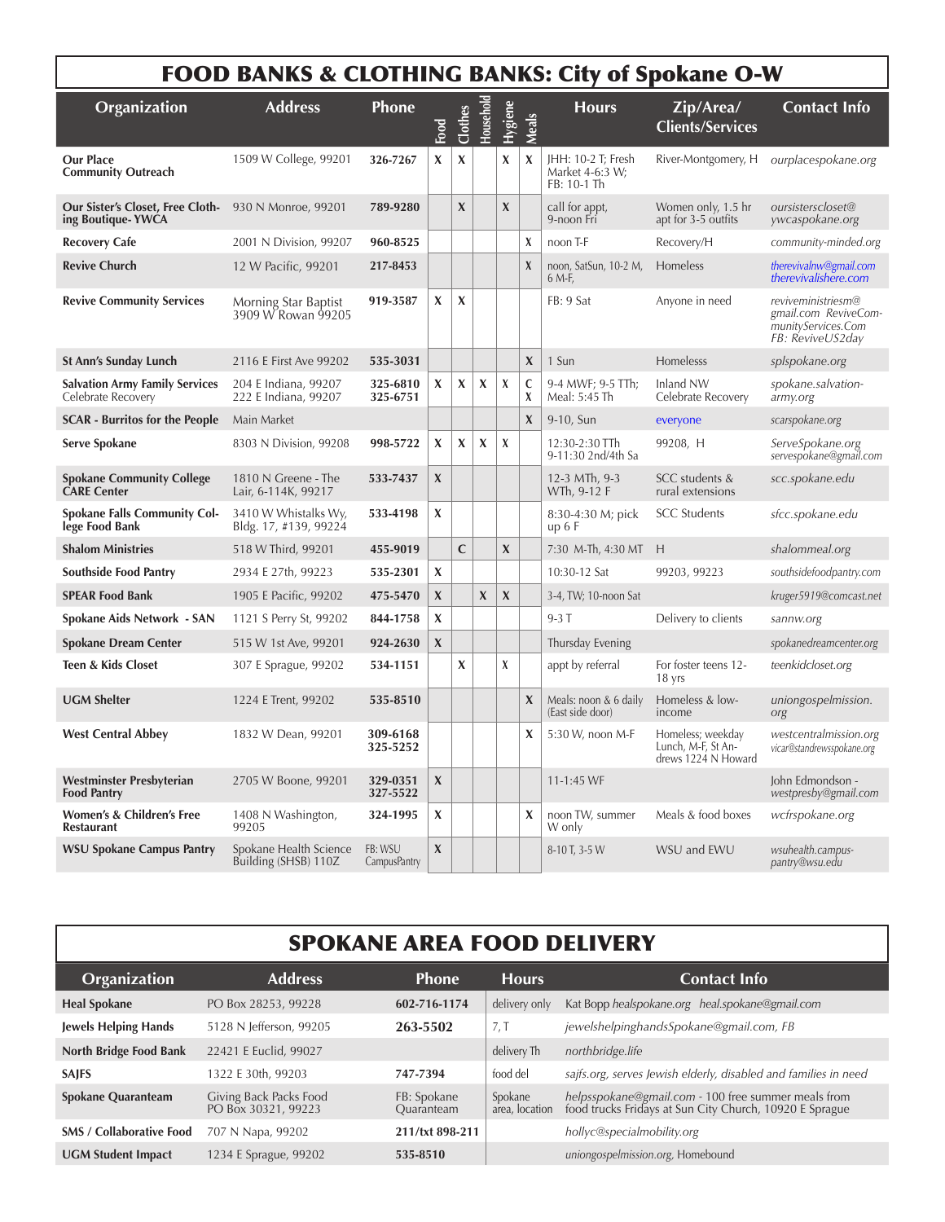## FOOD BANKS & CLOTHING BANKS: City of Spokane O-W

| Organization | Address | Phone | Food | Clothes | Household | Hygiene | Meals | Hours | Zip/Area/ Clients/Services | Contact Info |
|---|---|---|---|---|---|---|---|---|---|---|
| **Our Place Community Outreach** | 1509 W College, 99201 | **326-7267** | X | X | | X | X | JHH: 10-2 T; Fresh Market 4-6:3 W; FB: 10-1 Th | River-Montgomery, H | *ourplacespokane.org* |
| **Our Sister's Closet, Free Clothing Boutique- YWCA** | 930 N Monroe, 99201 | **789-9280** | | X | | X | | call for appt, 9-noon Fri | Women only, 1.5 hr apt for 3-5 outfits | *oursisterscloset@ ywcaspokane.org* |
| **Recovery Cafe** | 2001 N Division, 99207 | **960-8525** | | | | | X | noon T-F | Recovery/H | *community-minded.org* |
| **Revive Church** | 12 W Pacific, 99201 | **217-8453** | | | | | X | noon, SatSun, 10-2 M, 6 M-F, | Homeless | *therevivalnw@gmail.com therevivalishere.com* |
| **Revive Community Services** | Morning Star Baptist 3909 W Rowan 99205 | **919-3587** | X | X | | | | FB: 9 Sat | Anyone in need | *reviveministriesm@ gmail.com ReviveCommunityServices.Com FB: ReviveUS2day* |
| **St Ann's Sunday Lunch** | 2116 E First Ave 99202 | **535-3031** | | | | | X | 1 Sun | Homelesss | *splspokane.org* |
| **Salvation Army Family Services** Celebrate Recovery | 204 E Indiana, 99207 222 E Indiana, 99207 | **325-6810 325-6751** | X | X | X | X | C X | 9-4 MWF; 9-5 TTh; Meal: 5:45 Th | Inland NW Celebrate Recovery | *spokane.salvationarmy.org* |
| **SCAR - Burritos for the People** | Main Market | | | | | | X | 9-10, Sun | everyone | *scarspokane.org* |
| **Serve Spokane** | 8303 N Division, 99208 | **998-5722** | X | X | X | X | | 12:30-2:30 TTh 9-11:30 2nd/4th Sa | 99208, H | *ServeSpokane.org servespokane@gmail.com* |
| **Spokane Community College CARE Center** | 1810 N Greene - The Lair, 6-114K, 99217 | **533-7437** | X | | | | | 12-3 MTh, 9-3 WTh, 9-12 F | SCC students & rural extensions | *scc.spokane.edu* |
| **Spokane Falls Community College Food Bank** | 3410 W Whistalks Wy, Bldg. 17, #139, 99224 | **533-4198** | X | | | | | 8:30-4:30 M; pick up 6 F | SCC Students | *sfcc.spokane.edu* |
| **Shalom Ministries** | 518 W Third, 99201 | **455-9019** | | C | | X | | 7:30 M-Th, 4:30 MT | H | *shalommeal.org* |
| **Southside Food Pantry** | 2934 E 27th, 99223 | **535-2301** | X | | | | | 10:30-12 Sat | 99203, 99223 | *southsidefoodpantry.com* |
| **SPEAR Food Bank** | 1905 E Pacific, 99202 | **475-5470** | X | | X | X | | 3-4, TW; 10-noon Sat | | *kruger5919@comcast.net* |
| **Spokane Aids Network - SAN** | 1121 S Perry St, 99202 | **844-1758** | X | | | | | 9-3 T | Delivery to clients | *sannw.org* |
| **Spokane Dream Center** | 515 W 1st Ave, 99201 | **924-2630** | X | | | | | Thursday Evening | | *spokanedreamcenter.org* |
| **Teen & Kids Closet** | 307 E Sprague, 99202 | **534-1151** | | X | | X | | appt by referral | For foster teens 12-18 yrs | *teenkidcloset.org* |
| **UGM Shelter** | 1224 E Trent, 99202 | **535-8510** | | | | | X | Meals: noon & 6 daily (East side door) | Homeless & low-income | *uniongospelmission.org* |
| **West Central Abbey** | 1832 W Dean, 99201 | **309-6168 325-5252** | | | | | X | 5:30 W, noon M-F | Homeless; weekday Lunch, M-F, St Andrews 1224 N Howard | *westcentralmission.org vicar@standrewsspokane.org* |
| **Westminster Presbyterian Food Pantry** | 2705 W Boone, 99201 | **329-0351 327-5522** | X | | | | | 11-1:45 WF | | John Edmondson - *westpresby@gmail.com* |
| **Women's & Children's Free Restaurant** | 1408 N Washington, 99205 | **324-1995** | X | | | | X | noon TW, summer W only | Meals & food boxes | *wcfrspokane.org* |
| **WSU Spokane Campus Pantry** | Spokane Health Science Building (SHSB) 110Z | FB: WSU CampusPantry | X | | | | | 8-10 T, 3-5 W | WSU and EWU | *wsuhealth.campuspantry@wsu.edu* |

## SPOKANE AREA FOOD DELIVERY

| Organization | Address | Phone | Hours | Contact Info |
|---|---|---|---|---|
| **Heal Spokane** | PO Box 28253, 99228 | **602-716-1174** | delivery only | Kat Bopp *healspokane.org heal.spokane@gmail.com* |
| **Jewels Helping Hands** | 5128 N Jefferson, 99205 | **263-5502** | 7, T | *jewelshelpinghandsSpokane@gmail.com, FB* |
| **North Bridge Food Bank** | 22421 E Euclid, 99027 | | delivery Th | *northbridge.life* |
| **SAJFS** | 1322 E 30th, 99203 | **747-7394** | food del | *sajfs.org, serves Jewish elderly, disabled and families in need* |
| **Spokane Quaranteam** | Giving Back Packs Food PO Box 30321, 99223 | FB: Spokane Quaranteam | Spokane area, location | *helpsspokane@gmail.com* - 100 free summer meals from food trucks Fridays at Sun City Church, 10920 E Sprague |
| **SMS / Collaborative Food** | 707 N Napa, 99202 | **211/txt 898-211** | | *hollyc@specialmobility.org* |
| **UGM Student Impact** | 1234 E Sprague, 99202 | **535-8510** | | *uniongospelmission.org*, Homebound |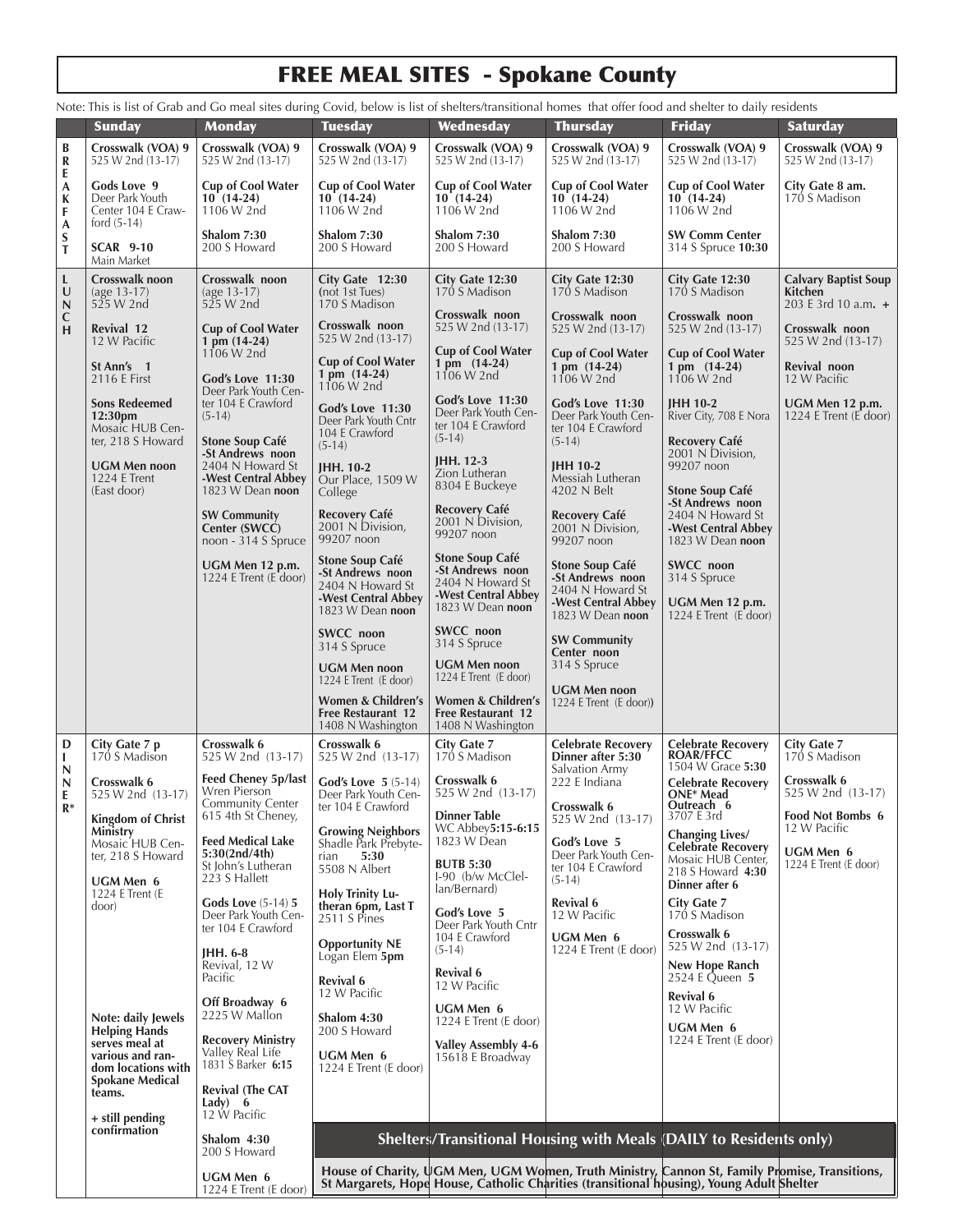# FREE MEAL SITES - Spokane County

Note: This is list of Grab and Go meal sites during Covid, below is list of shelters/transitional homes that offer food and shelter to daily residents

| | Sunday | Monday | Tuesday | Wednesday | Thursday | Friday | Saturday |
|---|---|---|---|---|---|---|---|
| BREAKFAST | **Crosswalk (VOA) 9** 525 W 2nd (13-17)<br><br>**Gods Love 9** Deer Park Youth Center 104 E Crawford (5-14)<br><br>**SCAR 9-10** Main Market | **Crosswalk (VOA) 9** 525 W 2nd (13-17)<br><br>**Cup of Cool Water 10 (14-24)** 1106 W 2nd<br><br>**Shalom 7:30** 200 S Howard | **Crosswalk (VOA) 9** 525 W 2nd (13-17)<br><br>**Cup of Cool Water 10 (14-24)** 1106 W 2nd<br><br>**Shalom 7:30** 200 S Howard | **Crosswalk (VOA) 9** 525 W 2nd (13-17)<br><br>**Cup of Cool Water 10 (14-24)** 1106 W 2nd<br><br>**Shalom 7:30** 200 S Howard | **Crosswalk (VOA) 9** 525 W 2nd (13-17)<br><br>**Cup of Cool Water 10 (14-24)** 1106 W 2nd<br><br>**Shalom 7:30** 200 S Howard | **Crosswalk (VOA) 9** 525 W 2nd (13-17)<br><br>**Cup of Cool Water 10 (14-24)** 1106 W 2nd<br><br>**SW Comm Center** 314 S Spruce **10:30** | **Crosswalk (VOA) 9** 525 W 2nd (13-17)<br><br>**City Gate 8 am.** 170 S Madison |
| LUNCH | **Crosswalk noon** (age 13-17) 525 W 2nd<br><br>**Revival 12** 12 W Pacific<br><br>**St Ann's 1** 2116 E First<br><br>**Sons Redeemed 12:30pm** Mosaic HUB Center, 218 S Howard<br><br>**UGM Men noon** 1224 E Trent (East door) | **Crosswalk noon** (age 13-17) 525 W 2nd<br><br>**Cup of Cool Water 1 pm (14-24)** 1106 W 2nd<br><br>**God's Love 11:30** Deer Park Youth Center 104 E Crawford (5-14)<br><br>**Stone Soup Café -St Andrews noon** 2404 N Howard St **-West Central Abbey** 1823 W Dean **noon**<br><br>**SW Community Center (SWCC)** noon - 314 S Spruce<br><br>**UGM Men 12 p.m.** 1224 E Trent (E door) | **City Gate 12:30** (not 1st Tues) 170 S Madison<br><br>**Crosswalk noon** 525 W 2nd (13-17)<br><br>**Cup of Cool Water 1 pm (14-24)** 1106 W 2nd<br><br>**God's Love 11:30** Deer Park Youth Cntr 104 E Crawford (5-14)<br><br>**JHH. 10-2** Our Place, 1509 W College<br><br>**Recovery Café** 2001 N Division, 99207 noon<br><br>**Stone Soup Café -St Andrews noon** 2404 N Howard St **-West Central Abbey** 1823 W Dean **noon**<br><br>**SWCC noon** 314 S Spruce<br><br>**UGM Men noon** 1224 E Trent (E door)<br><br>**Women & Children's Free Restaurant 12** 1408 N Washington | **City Gate 12:30** 170 S Madison<br><br>**Crosswalk noon** 525 W 2nd (13-17)<br><br>**Cup of Cool Water 1 pm (14-24)** 1106 W 2nd<br><br>**God's Love 11:30** Deer Park Youth Center 104 E Crawford (5-14)<br><br>**JHH. 12-3** Zion Lutheran 8304 E Buckeye<br><br>**Recovery Café** 2001 N Division, 99207 noon<br><br>**Stone Soup Café -St Andrews noon** 2404 N Howard St **-West Central Abbey** 1823 W Dean **noon**<br><br>**SWCC noon** 314 S Spruce<br><br>**UGM Men noon** 1224 E Trent (E door)<br><br>**Women & Children's Free Restaurant 12** 1408 N Washington | **City Gate 12:30** 170 S Madison<br><br>**Crosswalk noon** 525 W 2nd (13-17)<br><br>**Cup of Cool Water 1 pm (14-24)** 1106 W 2nd<br><br>**God's Love 11:30** Deer Park Youth Center 104 E Crawford (5-14)<br><br>**JHH 10-2** Messiah Lutheran 4202 N Belt<br><br>**Recovery Café** 2001 N Division, 99207 noon<br><br>**Stone Soup Café -St Andrews noon** 2404 N Howard St **-West Central Abbey** 1823 W Dean **noon**<br><br>**SW Community Center noon** 314 S Spruce<br><br>**UGM Men noon** 1224 E Trent (E door)) | **City Gate 12:30** 170 S Madison<br><br>**Crosswalk noon** 525 W 2nd (13-17)<br><br>**Cup of Cool Water 1 pm (14-24)** 1106 W 2nd<br><br>**JHH 10-2** River City, 708 E Nora<br><br>**Recovery Café** 2001 N Division, 99207 noon<br><br>**Stone Soup Café -St Andrews noon** 2404 N Howard St **-West Central Abbey** 1823 W Dean **noon**<br><br>**SWCC noon** 314 S Spruce<br><br>**UGM Men 12 p.m.** 1224 E Trent (E door) | **Calvary Baptist Soup Kitchen** 203 E 3rd 10 a.m. **+**<br><br>**Crosswalk noon** 525 W 2nd (13-17)<br><br>**Revival noon** 12 W Pacific<br><br>**UGM Men 12 p.m.** 1224 E Trent (E door) |
| DINNER* | **City Gate 7 p** 170 S Madison<br><br>**Crosswalk 6** 525 W 2nd (13-17)<br><br>**Kingdom of Christ Ministry** Mosaic HUB Center, 218 S Howard<br><br>**UGM Men 6** 1224 E Trent (E door)<br><br>**Note: daily Jewels Helping Hands serves meal at various and random locations with Spokane Medical teams.**<br><br>**+ still pending confirmation** | **Crosswalk 6** 525 W 2nd (13-17)<br><br>**Feed Cheney 5p/last** Wren Pierson Community Center 615 4th St Cheney,<br><br>**Feed Medical Lake 5:30(2nd/4th)** St John's Lutheran 223 S Hallett<br><br>**Gods Love** (5-14) **5** Deer Park Youth Center 104 E Crawford<br><br>**JHH. 6-8** Revival, 12 W Pacific<br><br>**Off Broadway 6** 2225 W Mallon<br><br>**Recovery Ministry** Valley Real Life 1831 S Barker **6:15**<br><br>**Revival (The CAT Lady) 6** 12 W Pacific<br><br>**Shalom 4:30** 200 S Howard<br><br>**UGM Men 6** 1224 E Trent (E door) | **Crosswalk 6** 525 W 2nd (13-17)<br><br>**God's Love 5** (5-14) Deer Park Youth Center 104 E Crawford<br><br>**Growing Neighbors** Shadle Park Prebyterian **5:30** 5508 N Albert<br><br>**Holy Trinity Lutheran 6pm, Last T** 2511 S Pines<br><br>**Opportunity NE** Logan Elem **5pm**<br><br>**Revival 6** 12 W Pacific<br><br>**Shalom 4:30** 200 S Howard<br><br>**UGM Men 6** 1224 E Trent (E door) | **City Gate 7** 170 S Madison<br><br>**Crosswalk 6** 525 W 2nd (13-17)<br><br>**Dinner Table** WC Abbey**5:15-6:15** 1823 W Dean<br><br>**BUTB 5:30** I-90 (b/w McClellan/Bernard)<br><br>**God's Love 5** Deer Park Youth Cntr 104 E Crawford (5-14)<br><br>**Revival 6** 12 W Pacific<br><br>**UGM Men 6** 1224 E Trent (E door)<br><br>**Valley Assembly 4-6** 15618 E Broadway | **Celebrate Recovery Dinner after 5:30** Salvation Army 222 E Indiana<br><br>**Crosswalk 6** 525 W 2nd (13-17)<br><br>**God's Love 5** Deer Park Youth Center 104 E Crawford (5-14)<br><br>**Revival 6** 12 W Pacific<br><br>**UGM Men 6** 1224 E Trent (E door) | **Celebrate Recovery ROAR/FFCC** 1504 W Grace **5:30**<br><br>**Celebrate Recovery ONE* Mead Outreach 6** 3707 E 3rd<br><br>**Changing Lives/ Celebrate Recovery** Mosaic HUB Center, 218 S Howard **4:30 Dinner after 6**<br><br>**City Gate 7** 170 S Madison<br><br>**Crosswalk 6** 525 W 2nd (13-17)<br><br>**New Hope Ranch** 2524 E Queen **5**<br><br>**Revival 6** 12 W Pacific<br><br>**UGM Men 6** 1224 E Trent (E door) | **City Gate 7** 170 S Madison<br><br>**Crosswalk 6** 525 W 2nd (13-17)<br><br>**Food Not Bombs 6** 12 W Pacific<br><br>**UGM Men 6** 1224 E Trent (E door) |

## Shelters/Transitional Housing with Meals (DAILY to Residents only)

**House of Charity, UGM Men, UGM Women, Truth Ministry, Cannon St, Family Promise, Transitions, St Margarets, Hope House, Catholic Charities (transitional housing), Young Adult Shelter**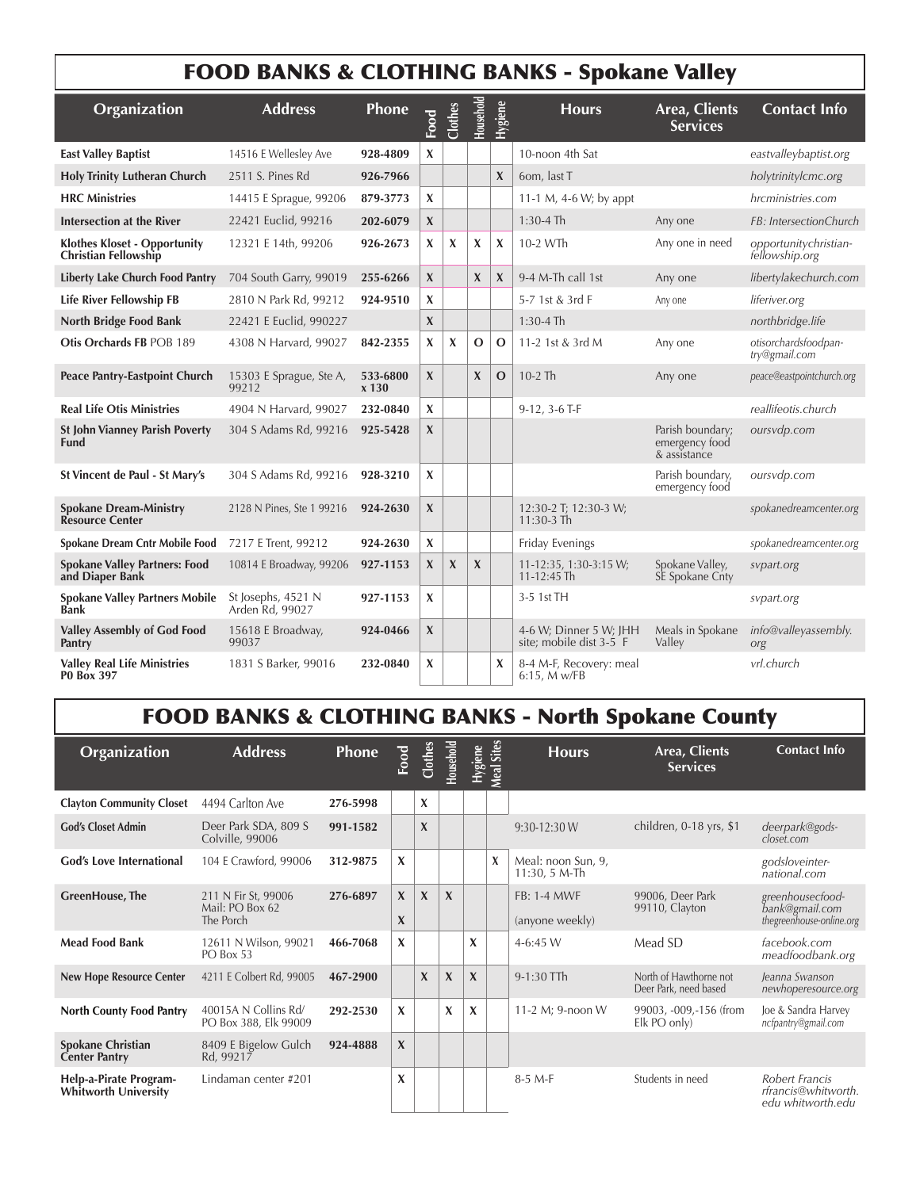## FOOD BANKS & CLOTHING BANKS - Spokane Valley

| Organization | Address | Phone | Food | Clothes | Household | Hygiene | Hours | Area, Clients Services | Contact Info |
|---|---|---|---|---|---|---|---|---|---|
| **East Valley Baptist** | 14516 E Wellesley Ave | **928-4809** | X | | | | 10-noon 4th Sat | | *eastvalleybaptist.org* |
| **Holy Trinity Lutheran Church** | 2511 S. Pines Rd | **926-7966** | | | | X | 6om, last T | | *holytrinitylcmc.org* |
| **HRC Ministries** | 14415 E Sprague, 99206 | **879-3773** | X | | | | 11-1 M, 4-6 W; by appt | | *hrcministries.com* |
| **Intersection at the River** | 22421 Euclid, 99216 | **202-6079** | X | | | | 1:30-4 Th | Any one | *FB: IntersectionChurch* |
| **Klothes Kloset - Opportunity Christian Fellowship** | 12321 E 14th, 99206 | **926-2673** | X | X | X | X | 10-2 WTh | Any one in need | *opportunitychristian-fellowship.org* |
| **Liberty Lake Church Food Pantry** | 704 South Garry, 99019 | **255-6266** | X | | X | X | 9-4 M-Th call 1st | Any one | *libertylakechurch.com* |
| **Life River Fellowship FB** | 2810 N Park Rd, 99212 | **924-9510** | X | | | | 5-7 1st & 3rd F | Any one | *liferiver.org* |
| **North Bridge Food Bank** | 22421 E Euclid, 990227 | | X | | | | 1:30-4 Th | | *northbridge.life* |
| **Otis Orchards FB** POB 189 | 4308 N Harvard, 99027 | **842-2355** | X | X | O | O | 11-2 1st & 3rd M | Any one | *otisorchardsfoodpantry@gmail.com* |
| **Peace Pantry-Eastpoint Church** | 15303 E Sprague, Ste A, 99212 | **533-6800 x 130** | X | | X | O | 10-2 Th | Any one | *peace@eastpointchurch.org* |
| **Real Life Otis Ministries** | 4904 N Harvard, 99027 | **232-0840** | X | | | | 9-12, 3-6 T-F | | *reallifeotis.church* |
| **St John Vianney Parish Poverty Fund** | 304 S Adams Rd, 99216 | **925-5428** | X | | | | | Parish boundary; emergency food & assistance | *oursvdp.com* |
| **St Vincent de Paul - St Mary's** | 304 S Adams Rd, 99216 | **928-3210** | X | | | | | Parish boundary, emergency food | *oursvdp.com* |
| **Spokane Dream-Ministry Resource Center** | 2128 N Pines, Ste 1 99216 | **924-2630** | X | | | | 12:30-2 T; 12:30-3 W; 11:30-3 Th | | *spokanedreamcenter.org* |
| **Spokane Dream Cntr Mobile Food** | 7217 E Trent, 99212 | **924-2630** | X | | | | Friday Evenings | | *spokanedreamcenter.org* |
| **Spokane Valley Partners: Food and Diaper Bank** | 10814 E Broadway, 99206 | **927-1153** | X | X | X | | 11-12:35, 1:30-3:15 W; 11-12:45 Th | Spokane Valley, SE Spokane Cnty | *svpart.org* |
| **Spokane Valley Partners Mobile Bank** | St Josephs, 4521 N Arden Rd, 99027 | **927-1153** | X | | | | 3-5 1st TH | | *svpart.org* |
| **Valley Assembly of God Food Pantry** | 15618 E Broadway, 99037 | **924-0466** | X | | | | 4-6 W; Dinner 5 W; JHH site; mobile dist 3-5 F | Meals in Spokane Valley | *info@valleyassembly.org* |
| **Valley Real Life Ministries P0 Box 397** | 1831 S Barker, 99016 | **232-0840** | X | | | X | 8-4 M-F, Recovery: meal 6:15, M w/FB | | *vrl.church* |

## FOOD BANKS & CLOTHING BANKS - North Spokane County

| Organization | Address | Phone | Food | Clothes | Household | Hygiene | Meal Sites | Hours | Area, Clients Services | Contact Info |
|---|---|---|---|---|---|---|---|---|---|---|
| **Clayton Community Closet** | 4494 Carlton Ave | **276-5998** | | X | | | | | | |
| **God's Closet Admin** | Deer Park SDA, 809 S Colville, 99006 | **991-1582** | | X | | | | 9:30-12:30 W | children, 0-18 yrs, $1 | *deerpark@gods-closet.com* |
| **God's Love International** | 104 E Crawford, 99006 | **312-9875** | X | | | | X | Meal: noon Sun, 9, 11:30, 5 M-Th | | *godsloveinternational.com* |
| **GreenHouse, The** | 211 N Fir St, 99006 Mail: PO Box 62 The Porch | **276-6897** | X X | X | X | | | FB: 1-4 MWF (anyone weekly) | 99006, Deer Park 99110, Clayton | *greenhousecfoodbank@gmail.com thegreenhouse-online.org* |
| **Mead Food Bank** | 12611 N Wilson, 99021 PO Box 53 | **466-7068** | X | | | X | | 4-6:45 W | Mead SD | *facebook.com meadfoodbank.org* |
| **New Hope Resource Center** | 4211 E Colbert Rd, 99005 | **467-2900** | | X | X | X | | 9-1:30 TTh | North of Hawthorne not Deer Park, need based | *Jeanna Swanson newhoperesource.org* |
| **North County Food Pantry** | 40015A N Collins Rd/ PO Box 388, Elk 99009 | **292-2530** | X | | X | X | | 11-2 M; 9-noon W | 99003, -009,-156 (from Elk PO only) | *Joe & Sandra Harvey ncfpantry@gmail.com* |
| **Spokane Christian Center Pantry** | 8409 E Bigelow Gulch Rd, 99217 | **924-4888** | X | | | | | | | |
| **Help-a-Pirate Program-Whitworth University** | Lindaman center #201 | | X | | | | | 8-5 M-F | Students in need | *Robert Francis rfrancis@whitworth.edu whitworth.edu* |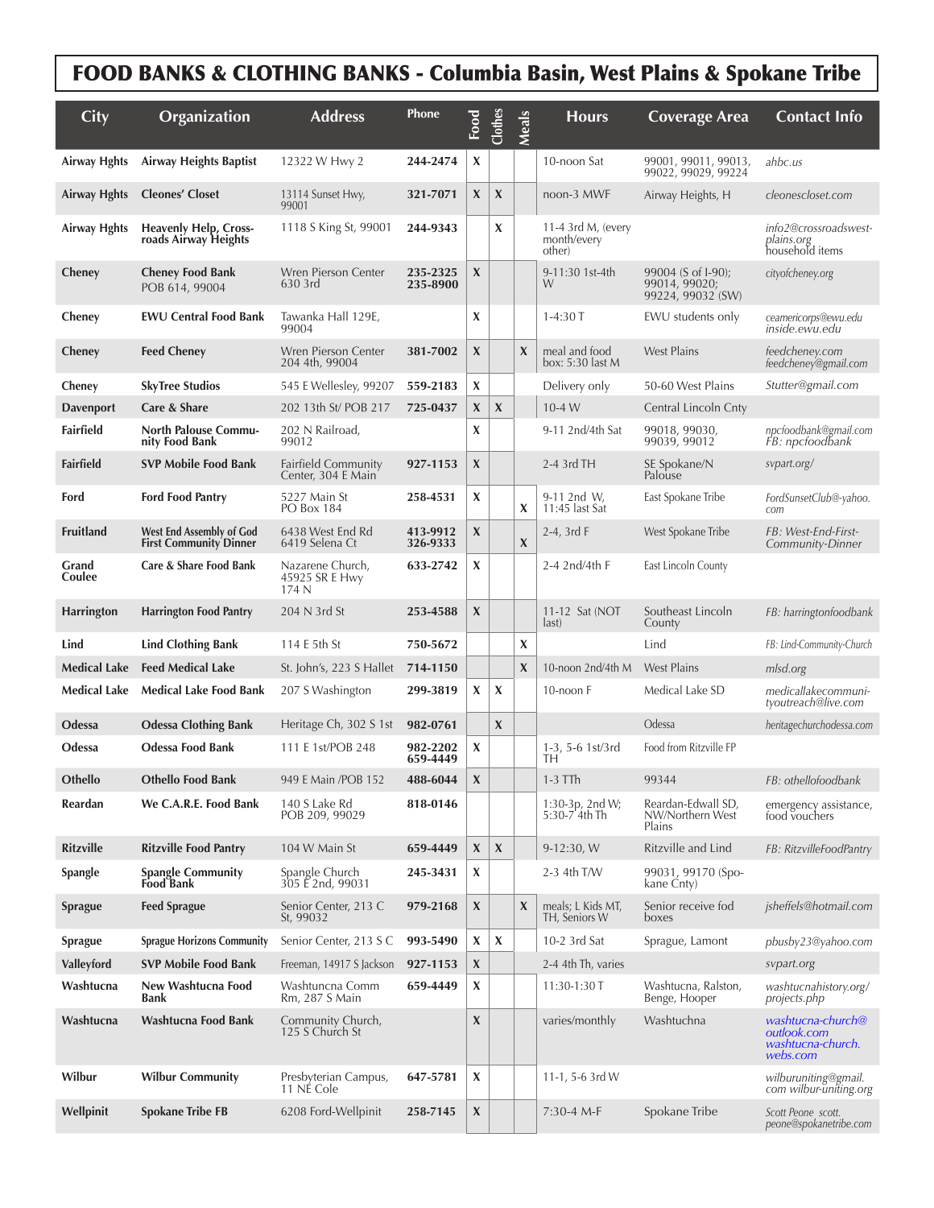# FOOD BANKS & CLOTHING BANKS - Columbia Basin, West Plains & Spokane Tribe

| City | Organization | Address | Phone | Food | Clothes | Meals | Hours | Coverage Area | Contact Info |
|---|---|---|---|---|---|---|---|---|---|
| **Airway Hghts** | **Airway Heights Baptist** | 12322 W Hwy 2 | **244-2474** | X | | | 10-noon Sat | 99001, 99011, 99013, 99022, 99029, 99224 | *ahbc.us* |
| **Airway Hghts** | **Cleones' Closet** | 13114 Sunset Hwy, 99001 | **321-7071** | X | X | | noon-3 MWF | Airway Heights, H | *cleonescloset.com* |
| **Airway Hghts** | **Heavenly Help, Crossroads Airway Heights** | 1118 S King St, 99001 | **244-9343** | | X | | 11-4 3rd M, (every month/every other) | | *info2@crossroadswest-plains.org* household items |
| **Cheney** | **Cheney Food Bank** POB 614, 99004 | Wren Pierson Center 630 3rd | **235-2325 235-8900** | X | | | 9-11:30 1st-4th W | 99004 (S of I-90); 99014, 99020; 99224, 99032 (SW) | *cityofcheney.org* |
| **Cheney** | **EWU Central Food Bank** | Tawanka Hall 129E, 99004 | | X | | | 1-4:30 T | EWU students only | *ceamericorps@ewu.edu inside.ewu.edu* |
| **Cheney** | **Feed Cheney** | Wren Pierson Center 204 4th, 99004 | **381-7002** | X | | X | meal and food box: 5:30 last M | West Plains | *feedcheney.com feedcheney@gmail.com* |
| **Cheney** | **SkyTree Studios** | 545 E Wellesley, 99207 | **559-2183** | X | | | Delivery only | 50-60 West Plains | *Stutter@gmail.com* |
| **Davenport** | **Care & Share** | 202 13th St/ POB 217 | **725-0437** | X | X | | 10-4 W | Central Lincoln Cnty | |
| **Fairfield** | **North Palouse Community Food Bank** | 202 N Railroad, 99012 | | X | | | 9-11 2nd/4th Sat | 99018, 99030, 99039, 99012 | *npcfoodbank@gmail.com FB: npcfoodbank* |
| **Fairfield** | **SVP Mobile Food Bank** | Fairfield Community Center, 304 E Main | **927-1153** | X | | | 2-4 3rd TH | SE Spokane/N Palouse | *svpart.org/* |
| **Ford** | **Ford Food Pantry** | 5227 Main St PO Box 184 | **258-4531** | X | | X | 9-11 2nd W, 11:45 last Sat | East Spokane Tribe | *FordSunsetClub@-yahoo.com* |
| **Fruitland** | **West End Assembly of God First Community Dinner** | 6438 West End Rd 6419 Selena Ct | **413-9912 326-9333** | X | | X | 2-4, 3rd F | West Spokane Tribe | *FB: West-End-First-Community-Dinner* |
| **Grand Coulee** | **Care & Share Food Bank** | Nazarene Church, 45925 SR E Hwy 174 N | **633-2742** | X | | | 2-4 2nd/4th F | East Lincoln County | |
| **Harrington** | **Harrington Food Pantry** | 204 N 3rd St | **253-4588** | X | | | 11-12 Sat (NOT last) | Southeast Lincoln County | *FB: harringtonfoodbank* |
| **Lind** | **Lind Clothing Bank** | 114 E 5th St | **750-5672** | | | X | | Lind | *FB: Lind-Community-Church* |
| **Medical Lake** | **Feed Medical Lake** | St. John's, 223 S Hallet | **714-1150** | | | X | 10-noon 2nd/4th M | West Plains | *mlsd.org* |
| **Medical Lake** | **Medical Lake Food Bank** | 207 S Washington | **299-3819** | X | X | | 10-noon F | Medical Lake SD | *medicallakecommunityoutreach@live.com* |
| **Odessa** | **Odessa Clothing Bank** | Heritage Ch, 302 S 1st | **982-0761** | | X | | | Odessa | *heritagechurchodessa.com* |
| **Odessa** | **Odessa Food Bank** | 111 E 1st/POB 248 | **982-2202 659-4449** | X | | | 1-3, 5-6 1st/3rd TH | Food from Ritzville FP | |
| **Othello** | **Othello Food Bank** | 949 E Main /POB 152 | **488-6044** | X | | | 1-3 TTh | 99344 | *FB: othellofoodbank* |
| **Reardan** | **We C.A.R.E. Food Bank** | 140 S Lake Rd POB 209, 99029 | **818-0146** | | | | 1:30-3p, 2nd W; 5:30-7 4th Th | Reardan-Edwall SD, NW/Northern West Plains | emergency assistance, food vouchers |
| **Ritzville** | **Ritzville Food Pantry** | 104 W Main St | **659-4449** | X | X | | 9-12:30, W | Ritzville and Lind | *FB: RitzvilleFoodPantry* |
| **Spangle** | **Spangle Community Food Bank** | Spangle Church 305 E 2nd, 99031 | **245-3431** | X | | | 2-3 4th T/W | 99031, 99170 (Spokane Cnty) | |
| **Sprague** | **Feed Sprague** | Senior Center, 213 C St, 99032 | **979-2168** | X | | X | meals; L Kids MT, TH, Seniors W | Senior receive fod boxes | *jsheffels@hotmail.com* |
| **Sprague** | **Sprague Horizons Community** | Senior Center, 213 S C | **993-5490** | X | X | | 10-2 3rd Sat | Sprague, Lamont | *pbusby23@yahoo.com* |
| **Valleyford** | **SVP Mobile Food Bank** | Freeman, 14917 S Jackson | **927-1153** | X | | | 2-4 4th Th, varies | | *svpart.org* |
| **Washtucna** | **New Washtucna Food Bank** | Washtuncna Comm Rm, 287 S Main | **659-4449** | X | | | 11:30-1:30 T | Washtucna, Ralston, Benge, Hooper | *washtucnahistory.org/projects.php* |
| **Washtucna** | **Washtucna Food Bank** | Community Church, 125 S Church St | | X | | | varies/monthly | Washtuchna | *washtucna-church@outlook.com washtucna-church.webs.com* |
| **Wilbur** | **Wilbur Community** | Presbyterian Campus, 11 NE Cole | **647-5781** | X | | | 11-1, 5-6 3rd W | | *wilburuniting@gmail.com wilbur-uniting.org* |
| **Wellpinit** | **Spokane Tribe FB** | 6208 Ford-Wellpinit | **258-7145** | X | | | 7:30-4 M-F | Spokane Tribe | *Scott Peone scott.peone@spokanetribe.com* |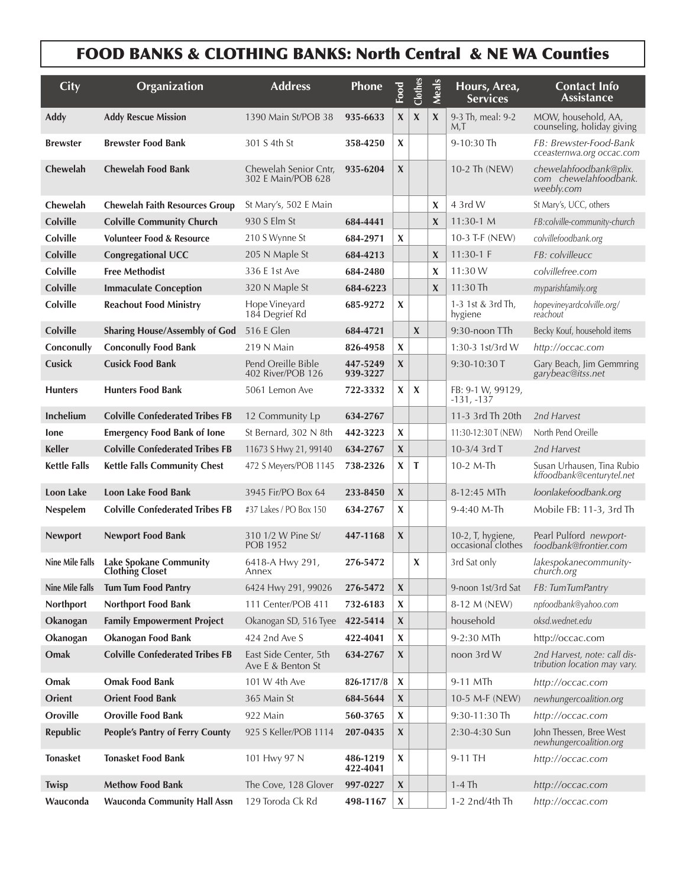# FOOD BANKS & CLOTHING BANKS: North Central & NE WA Counties

| City | Organization | Address | Phone | Food | Clothes | Meals | Hours, Area, Services | Contact Info Assistance |
|---|---|---|---|---|---|---|---|---|
| **Addy** | **Addy Rescue Mission** | 1390 Main St/POB 38 | **935-6633** | X | X | X | 9-3 Th, meal: 9-2 M,T | MOW, household, AA, counseling, holiday giving |
| **Brewster** | **Brewster Food Bank** | 301 S 4th St | **358-4250** | X | | | 9-10:30 Th | *FB: Brewster-Food-Bank cceasternwa.org occac.com* |
| **Chewelah** | **Chewelah Food Bank** | Chewelah Senior Cntr, 302 E Main/POB 628 | **935-6204** | X | | | 10-2 Th (NEW) | *chewelahfoodbank@plix.com chewelahfoodbank.weebly.com* |
| **Chewelah** | **Chewelah Faith Resources Group** | St Mary's, 502 E Main | | | | X | 4 3rd W | St Mary's, UCC, others |
| **Colville** | **Colville Community Church** | 930 S Elm St | **684-4441** | | | X | 11:30-1 M | *FB:colville-community-church* |
| **Colville** | **Volunteer Food & Resource** | 210 S Wynne St | **684-2971** | X | | | 10-3 T-F (NEW) | *colvillefoodbank.org* |
| **Colville** | **Congregational UCC** | 205 N Maple St | **684-4213** | | | X | 11:30-1 F | *FB: colvilleucc* |
| **Colville** | **Free Methodist** | 336 E 1st Ave | **684-2480** | | | X | 11:30 W | *colvillefree.com* |
| **Colville** | **Immaculate Conception** | 320 N Maple St | **684-6223** | | | X | 11:30 Th | *myparishfamily.org* |
| **Colville** | **Reachout Food Ministry** | Hope Vineyard 184 Degrief Rd | **685-9272** | X | | | 1-3 1st & 3rd Th, hygiene | *hopevineyardcolville.org/reachout* |
| **Colville** | **Sharing House/Assembly of God** | 516 E Glen | **684-4721** | | X | | 9:30-noon TTh | Becky Kouf, household items |
| **Conconully** | **Conconully Food Bank** | 219 N Main | **826-4958** | X | | | 1:30-3 1st/3rd W | *http://occac.com* |
| **Cusick** | **Cusick Food Bank** | Pend Oreille Bible 402 River/POB 126 | **447-5249 939-3227** | X | | | 9:30-10:30 T | Gary Beach, Jim Gemmring *garybeac@itss.net* |
| **Hunters** | **Hunters Food Bank** | 5061 Lemon Ave | **722-3332** | X | X | | FB: 9-1 W, 99129, -131, -137 | |
| **Inchelium** | **Colville Confederated Tribes FB** | 12 Community Lp | **634-2767** | | | | 11-3 3rd Th 20th | *2nd Harvest* |
| **Ione** | **Emergency Food Bank of Ione** | St Bernard, 302 N 8th | **442-3223** | X | | | 11:30-12:30 T (NEW) | North Pend Oreille |
| **Keller** | **Colville Confederated Tribes FB** | 11673 S Hwy 21, 99140 | **634-2767** | X | | | 10-3/4 3rd T | *2nd Harvest* |
| **Kettle Falls** | **Kettle Falls Community Chest** | 472 S Meyers/POB 1145 | **738-2326** | X | T | | 10-2 M-Th | Susan Urhausen, Tina Rubio *kffoodbank@centurytel.net* |
| **Loon Lake** | **Loon Lake Food Bank** | 3945 Fir/PO Box 64 | **233-8450** | X | | | 8-12:45 MTh | *loonlakefoodbank.org* |
| **Nespelem** | **Colville Confederated Tribes FB** | #37 Lakes / PO Box 150 | **634-2767** | X | | | 9-4:40 M-Th | Mobile FB: 11-3, 3rd Th |
| **Newport** | **Newport Food Bank** | 310 1/2 W Pine St/ POB 1952 | **447-1168** | X | | | 10-2, T, hygiene, occasional clothes | Pearl Pulford *newport-foodbank@frontier.com* |
| **Nine Mile Falls** | **Lake Spokane Community Clothing Closet** | 6418-A Hwy 291, Annex | **276-5472** | | X | | 3rd Sat only | *lakespokanecommunity-church.org* |
| **Nine Mile Falls** | **Tum Tum Food Pantry** | 6424 Hwy 291, 99026 | **276-5472** | X | | | 9-noon 1st/3rd Sat | *FB: TumTumPantry* |
| **Northport** | **Northport Food Bank** | 111 Center/POB 411 | **732-6183** | X | | | 8-12 M (NEW) | *npfoodbank@yahoo.com* |
| **Okanogan** | **Family Empowerment Project** | Okanogan SD, 516 Tyee | **422-5414** | X | | | household | *oksd.wednet.edu* |
| **Okanogan** | **Okanogan Food Bank** | 424 2nd Ave S | **422-4041** | X | | | 9-2:30 MTh | http://occac.com |
| **Omak** | **Colville Confederated Tribes FB** | East Side Center, 5th Ave E & Benton St | **634-2767** | X | | | noon 3rd W | *2nd Harvest, note: call distribution location may vary.* |
| **Omak** | **Omak Food Bank** | 101 W 4th Ave | **826-1717/8** | X | | | 9-11 MTh | *http://occac.com* |
| **Orient** | **Orient Food Bank** | 365 Main St | **684-5644** | X | | | 10-5 M-F (NEW) | *newhungercoalition.org* |
| **Oroville** | **Oroville Food Bank** | 922 Main | **560-3765** | X | | | 9:30-11:30 Th | *http://occac.com* |
| **Republic** | **People's Pantry of Ferry County** | 925 S Keller/POB 1114 | **207-0435** | X | | | 2:30-4:30 Sun | John Thessen, Bree West *newhungercoalition.org* |
| **Tonasket** | **Tonasket Food Bank** | 101 Hwy 97 N | **486-1219 422-4041** | X | | | 9-11 TH | *http://occac.com* |
| **Twisp** | **Methow Food Bank** | The Cove, 128 Glover | **997-0227** | X | | | 1-4 Th | *http://occac.com* |
| **Wauconda** | **Wauconda Community Hall Assn** | 129 Toroda Ck Rd | **498-1167** | X | | | 1-2 2nd/4th Th | *http://occac.com* |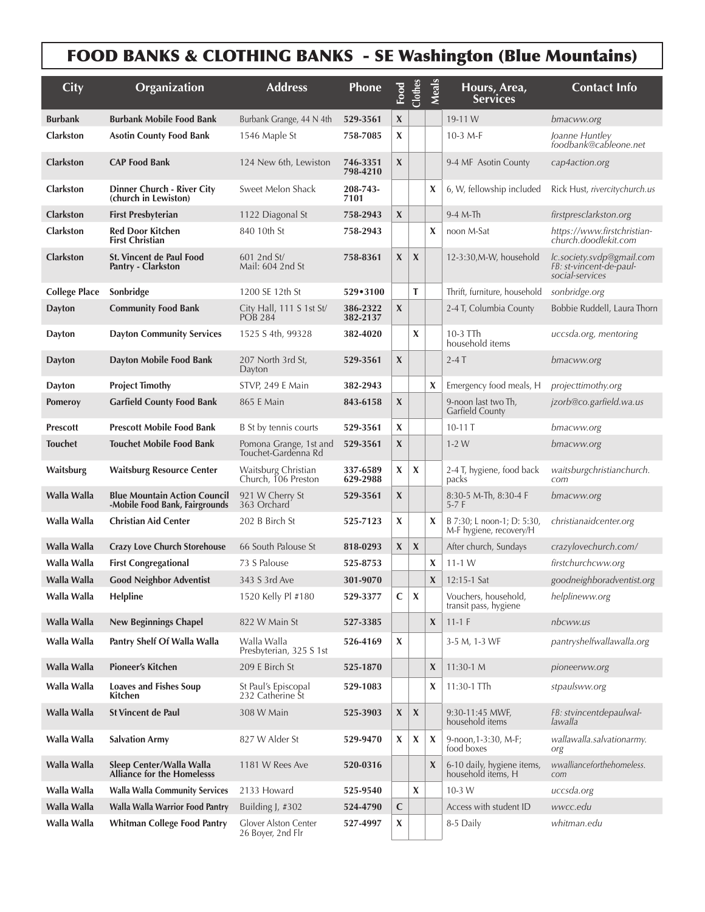# FOOD BANKS & CLOTHING BANKS - SE Washington (Blue Mountains)

| City | Organization | Address | Phone | Food | Clothes | Meals | Hours, Area, Services | Contact Info |
|---|---|---|---|---|---|---|---|---|
| **Burbank** | **Burbank Mobile Food Bank** | Burbank Grange, 44 N 4th | **529-3561** | X | | | 19-11 W | *bmacww.org* |
| **Clarkston** | **Asotin County Food Bank** | 1546 Maple St | **758-7085** | X | | | 10-3 M-F | *Joanne Huntley foodbank@cableone.net* |
| **Clarkston** | **CAP Food Bank** | 124 New 6th, Lewiston | **746-3351 798-4210** | X | | | 9-4 MF Asotin County | *cap4action.org* |
| **Clarkston** | **Dinner Church - River City (church in Lewiston)** | Sweet Melon Shack | **208-743-7101** | | | X | 6, W, fellowship included | Rick Hust, *rivercitychurch.us* |
| **Clarkston** | **First Presbyterian** | 1122 Diagonal St | **758-2943** | X | | | 9-4 M-Th | *firstpresclarkston.org* |
| **Clarkston** | **Red Door Kitchen First Christian** | 840 10th St | **758-2943** | | | X | noon M-Sat | *https://www.firstchristian-church.doodlekit.com* |
| **Clarkston** | **St. Vincent de Paul Food Pantry - Clarkston** | 601 2nd St/ Mail: 604 2nd St | **758-8361** | X | X | | 12-3:30,M-W, household | *lc.society.svdp@gmail.com FB: st-vincent-de-paul-social-services* |
| **College Place** | **Sonbridge** | 1200 SE 12th St | **529•3100** | | T | | Thrift, furniture, household | *sonbridge.org* |
| **Dayton** | **Community Food Bank** | City Hall, 111 S 1st St/ POB 284 | **386-2322 382-2137** | X | | | 2-4 T, Columbia County | Bobbie Ruddell, Laura Thorn |
| **Dayton** | **Dayton Community Services** | 1525 S 4th, 99328 | **382-4020** | | X | | 10-3 TTh household items | *uccsda.org, mentoring* |
| **Dayton** | **Dayton Mobile Food Bank** | 207 North 3rd St, Dayton | **529-3561** | X | | | 2-4 T | *bmacww.org* |
| **Dayton** | **Project Timothy** | STVP, 249 E Main | **382-2943** | | | X | Emergency food meals, H | *projecttimothy.org* |
| **Pomeroy** | **Garfield County Food Bank** | 865 E Main | **843-6158** | X | | | 9-noon last two Th, Garfield County | *jzorb@co.garfield.wa.us* |
| **Prescott** | **Prescott Mobile Food Bank** | B St by tennis courts | **529-3561** | X | | | 10-11 T | *bmacww.org* |
| **Touchet** | **Touchet Mobile Food Bank** | Pomona Grange, 1st and Touchet-Gardenna Rd | **529-3561** | X | | | 1-2 W | *bmacww.org* |
| **Waitsburg** | **Waitsburg Resource Center** | Waitsburg Christian Church, 106 Preston | **337-6589 629-2988** | X | X | | 2-4 T, hygiene, food back packs | *waitsburgchristianchurch.com* |
| **Walla Walla** | **Blue Mountain Action Council -Mobile Food Bank, Fairgrounds** | 921 W Cherry St 363 Orchard | **529-3561** | X | | | 8:30-5 M-Th, 8:30-4 F 5-7 F | *bmacww.org* |
| **Walla Walla** | **Christian Aid Center** | 202 B Birch St | **525-7123** | X | | X | B 7:30; L noon-1; D: 5:30, M-F hygiene, recovery/H | *christianaidcenter.org* |
| **Walla Walla** | **Crazy Love Church Storehouse** | 66 South Palouse St | **818-0293** | X | X | | After church, Sundays | *crazylovechurch.com/* |
| **Walla Walla** | **First Congregational** | 73 S Palouse | **525-8753** | | | X | 11-1 W | *firstchurchcww.org* |
| **Walla Walla** | **Good Neighbor Adventist** | 343 S 3rd Ave | **301-9070** | | | X | 12:15-1 Sat | *goodneighboradventist.org* |
| **Walla Walla** | **Helpline** | 1520 Kelly Pl #180 | **529-3377** | C | X | | Vouchers, household, transit pass, hygiene | *helplineww.org* |
| **Walla Walla** | **New Beginnings Chapel** | 822 W Main St | **527-3385** | | | X | 11-1 F | *nbcww.us* |
| **Walla Walla** | **Pantry Shelf Of Walla Walla** | Walla Walla Presbyterian, 325 S 1st | **526-4169** | X | | | 3-5 M, 1-3 WF | *pantryshelfwallawalla.org* |
| **Walla Walla** | **Pioneer's Kitchen** | 209 E Birch St | **525-1870** | | | X | 11:30-1 M | *pioneerww.org* |
| **Walla Walla** | **Loaves and Fishes Soup Kitchen** | St Paul's Episcopal 232 Catherine St | **529-1083** | | | X | 11:30-1 TTh | *stpaulsww.org* |
| **Walla Walla** | **St Vincent de Paul** | 308 W Main | **525-3903** | X | X | | 9:30-11:45 MWF, household items | *FB: stvincentdepaulwallawalla* |
| **Walla Walla** | **Salvation Army** | 827 W Alder St | **529-9470** | X | X | X | 9-noon,1-3:30, M-F; food boxes | *wallawalla.salvationarmy.org* |
| **Walla Walla** | **Sleep Center/Walla Walla Alliance for the Homelesss** | 1181 W Rees Ave | **520-0316** | | | X | 6-10 daily, hygiene items, household items, H | *wwallianceforthehomeless.com* |
| **Walla Walla** | **Walla Walla Community Services** | 2133 Howard | **525-9540** | | X | | 10-3 W | *uccsda.org* |
| **Walla Walla** | **Walla Walla Warrior Food Pantry** | Building J, #302 | **524-4790** | C | | | Access with student ID | *wwcc.edu* |
| **Walla Walla** | **Whitman College Food Pantry** | Glover Alston Center 26 Boyer, 2nd Flr | **527-4997** | X | | | 8-5 Daily | *whitman.edu* |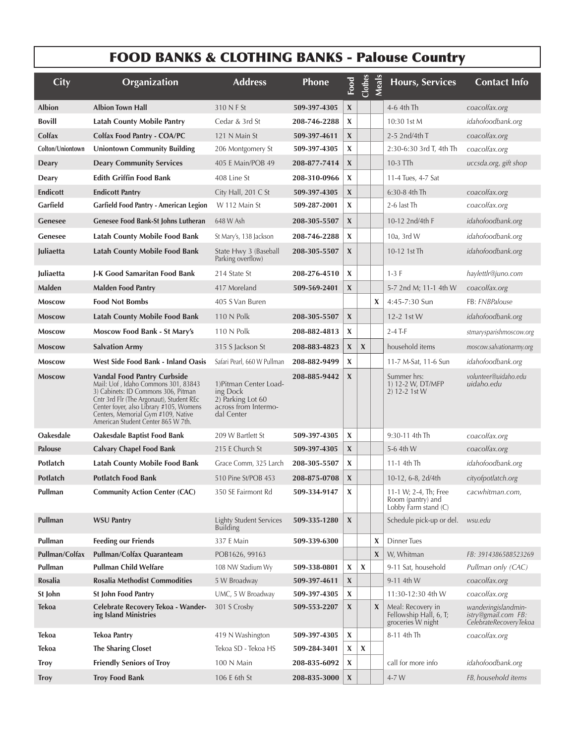# FOOD BANKS & CLOTHING BANKS - Palouse Country

| City | Organization | Address | Phone | Food | Clothes | Meals | Hours, Services | Contact Info |
|---|---|---|---|---|---|---|---|---|
| **Albion** | **Albion Town Hall** | 310 N F St | **509-397-4305** | X | | | 4-6 4th Th | *coacolfax.org* |
| **Bovill** | **Latah County Mobile Pantry** | Cedar & 3rd St | **208-746-2288** | X | | | 10:30 1st M | *idahofoodbank.org* |
| **Colfax** | **Colfax Food Pantry - COA/PC** | 121 N Main St | **509-397-4611** | X | | | 2-5 2nd/4th T | *coacolfax.org* |
| **Colton/Uniontown** | **Uniontown Community Building** | 206 Montgomery St | **509-397-4305** | X | | | 2:30-6:30 3rd T, 4th Th | *coacolfax.org* |
| **Deary** | **Deary Community Services** | 405 E Main/POB 49 | **208-877-7414** | X | | | 10-3 TTh | *uccsda.org, gift shop* |
| **Deary** | **Edith Griffin Food Bank** | 408 Line St | **208-310-0966** | X | | | 11-4 Tues, 4-7 Sat | |
| **Endicott** | **Endicott Pantry** | City Hall, 201 C St | **509-397-4305** | X | | | 6:30-8 4th Th | *coacolfax.org* |
| **Garfield** | **Garfield Food Pantry - American Legion** | W 112 Main St | **509-287-2001** | X | | | 2-6 last Th | *coacolfax.org* |
| **Genesee** | **Genesee Food Bank-St Johns Lutheran** | 648 W Ash | **208-305-5507** | X | | | 10-12 2nd/4th F | *idahofoodbank.org* |
| **Genesee** | **Latah County Mobile Food Bank** | St Mary's, 138 Jackson | **208-746-2288** | X | | | 10a, 3rd W | *idahofoodbank.org* |
| **Juliaetta** | **Latah County Mobile Food Bank** | State Hwy 3 (Baseball Parking overflow) | **208-305-5507** | X | | | 10-12 1st Th | *idahofoodbank.org* |
| **Juliaetta** | **J-K Good Samaritan Food Bank** | 214 State St | **208-276-4510** | X | | | 1-3 F | *hayletltr@juno.com* |
| **Malden** | **Malden Food Pantry** | 417 Moreland | **509-569-2401** | X | | | 5-7 2nd M; 11-1 4th W | *coacolfax.org* |
| **Moscow** | **Food Not Bombs** | 405 S Van Buren | | | | X | 4:45-7:30 Sun | FB: *FNBPalouse* |
| **Moscow** | **Latah County Mobile Food Bank** | 110 N Polk | **208-305-5507** | X | | | 12-2 1st W | *idahofoodbank.org* |
| **Moscow** | **Moscow Food Bank - St Mary's** | 110 N Polk | **208-882-4813** | X | | | 2-4 T-F | *stmarysparishmoscow.org* |
| **Moscow** | **Salvation Army** | 315 S Jackson St | **208-883-4823** | X | X | | household items | *moscow.salvationarmy.org* |
| **Moscow** | **West Side Food Bank - Inland Oasis** | Safari Pearl, 660 W Pullman | **208-882-9499** | X | | | 11-7 M-Sat, 11-6 Sun | *idahofoodbank.org* |
| **Moscow** | **Vandal Food Pantry Curbside** Mail: Uof , Idaho Commons 301, 83843 3) Cabinets: ID Commons 306, Pitman Cntr 3rd Flr (The Argonaut), Student REc Center foyer, also Library #105, Womens Centers, Memorial Gym #109, Native American Student Center 865 W 7th. | 1)Pitman Center Loading Dock 2) Parking Lot 60 across from Intermodal Center | **208-885-9442** | X | | | Summer hrs: 1) 12-2 W, DT/MFP 2) 12-2 1st W | *volunteer@uidaho.edu uidaho.edu* |
| **Oakesdale** | **Oakesdale Baptist Food Bank** | 209 W Bartlett St | **509-397-4305** | X | | | 9:30-11 4th Th | *coacolfax.org* |
| **Palouse** | **Calvary Chapel Food Bank** | 215 E Church St | **509-397-4305** | X | | | 5-6 4th W | *coacolfax.org* |
| **Potlatch** | **Latah County Mobile Food Bank** | Grace Comm, 325 Larch | **208-305-5507** | X | | | 11-1 4th Th | *idahofoodbank.org* |
| **Potlatch** | **Potlatch Food Bank** | 510 Pine St/POB 453 | **208-875-0708** | X | | | 10-12, 6-8, 2d/4th | *cityofpotlatch.org* |
| **Pullman** | **Community Action Center (CAC)** | 350 SE Fairmont Rd | **509-334-9147** | X | | | 11-1 W; 2-4, Th; Free Room (pantry) and Lobby Farm stand (C) | *cacwhitman.com,* |
| **Pullman** | **WSU Pantry** | Lighty Student Services Building | **509-335-1280** | X | | | Schedule pick-up or del. | *wsu.edu* |
| **Pullman** | **Feeding our Friends** | 337 E Main | **509-339-6300** | | | X | Dinner Tues | |
| **Pullman/Colfax** | **Pullman/Colfax Quaranteam** | POB1626, 99163 | | | | X | W, Whitman | *FB: 3914386588523269* |
| **Pullman** | **Pullman Child Welfare** | 108 NW Stadium Wy | **509-338-0801** | X | X | | 9-11 Sat, household | *Pullman only (CAC)* |
| **Rosalia** | **Rosalia Methodist Commodities** | 5 W Broadway | **509-397-4611** | X | | | 9-11 4th W | *coacolfax.org* |
| **St John** | **St John Food Pantry** | UMC, 5 W Broadway | **509-397-4305** | X | | | 11:30-12:30 4th W | *coacolfax.org* |
| **Tekoa** | **Celebrate Recovery Tekoa - Wandering Island Ministries** | 301 S Crosby | **509-553-2207** | X | | X | Meal: Recovery in Fellowship Hall, 6, T; groceries W night | *wanderingislandministry@gmail.com FB: CelebrateRecoveryTekoa* |
| **Tekoa** | **Tekoa Pantry** | 419 N Washington | **509-397-4305** | X | | | 8-11 4th Th | *coacolfax.org* |
| **Tekoa** | **The Sharing Closet** | Tekoa SD - Tekoa HS | **509-284-3401** | X | X | | | |
| **Troy** | **Friendly Seniors of Troy** | 100 N Main | **208-835-6092** | X | | | call for more info | *idahofoodbank.org* |
| **Troy** | **Troy Food Bank** | 106 E 6th St | **208-835-3000** | X | | | 4-7 W | *FB, household items* |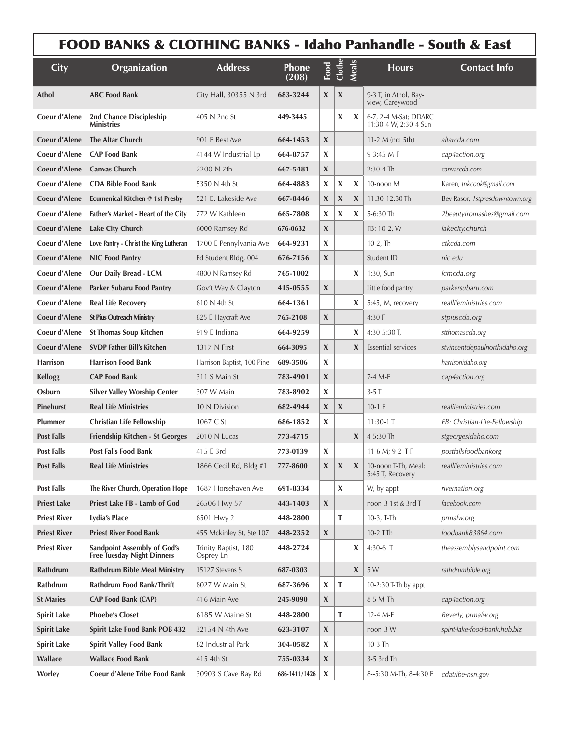# FOOD BANKS & CLOTHING BANKS - Idaho Panhandle - South & East

| City | Organization | Address | Phone (208) | Food | Clothe | Meals | Hours | Contact Info |
|---|---|---|---|---|---|---|---|---|
| Athol | ABC Food Bank | City Hall, 30355 N 3rd | 683-3244 | X | X | | 9-3 T, in Athol, Bayview, Careywood | |
| Coeur d'Alene | 2nd Chance Discipleship Ministries | 405 N 2nd St | 449-3445 | | X | X | 6-7, 2-4 M-Sat; DDARC 11:30-4 W, 2:30-4 Sun | |
| Coeur d'Alene | The Altar Church | 901 E Best Ave | 664-1453 | X | | | 11-2 M (not 5th) | altarcda.com |
| Coeur d'Alene | CAP Food Bank | 4144 W Industrial Lp | 664-8757 | X | | | 9-3:45 M-F | cap4action.org |
| Coeur d'Alene | Canvas Church | 2200 N 7th | 667-5481 | X | | | 2:30-4 Th | canvascda.com |
| Coeur d'Alene | CDA Bible Food Bank | 5350 N 4th St | 664-4883 | X | X | X | 10-noon M | Karen, tnkcook@gmail.com |
| Coeur d'Alene | Ecumenical Kitchen @ 1st Presby | 521 E. Lakeside Ave | 667-8446 | X | X | X | 11:30-12:30 Th | Bev Rasor, 1stpresdowntown.org |
| Coeur d'Alene | Father's Market - Heart of the City | 772 W Kathleen | 665-7808 | X | X | X | 5-6:30 Th | 2beautyfromashes@gmail.com |
| Coeur d'Alene | Lake City Church | 6000 Ramsey Rd | 676-0632 | X | | | FB: 10-2, W | lakecity.church |
| Coeur d'Alene | Love Pantry - Christ the King Lutheran | 1700 E Pennylvania Ave | 664-9231 | X | | | 10-2, Th | ctkcda.com |
| Coeur d'Alene | NIC Food Pantry | Ed Student Bldg, 004 | 676-7156 | X | | | Student ID | nic.edu |
| Coeur d'Alene | Our Daily Bread - LCM | 4800 N Ramsey Rd | 765-1002 | | | X | 1:30, Sun | lcmcda.org |
| Coeur d'Alene | Parker Subaru Food Pantry | Gov't Way & Clayton | 415-0555 | X | | | Little food pantry | parkersubaru.com |
| Coeur d'Alene | Real Life Recovery | 610 N 4th St | 664-1361 | | | X | 5:45, M, recovery | reallifeministries.com |
| Coeur d'Alene | St Pius Outreach Ministry | 625 E Haycraft Ave | 765-2108 | X | | | 4:30 F | stpiuscda.org |
| Coeur d'Alene | St Thomas Soup Kitchen | 919 E Indiana | 664-9259 | | | X | 4:30-5:30 T, | stthomascda.org |
| Coeur d'Alene | SVDP Father Bill's Kitchen | 1317 N First | 664-3095 | X | | X | Essential services | stvincentdepaulnorthidaho.org |
| Harrison | Harrison Food Bank | Harrison Baptist, 100 Pine | 689-3506 | X | | | | harrisonidaho.org |
| Kellogg | CAP Food Bank | 311 S Main St | 783-4901 | X | | | 7-4 M-F | cap4action.org |
| Osburn | Silver Valley Worship Center | 307 W Main | 783-8902 | X | | | 3-5 T | |
| Pinehurst | Real Life Ministries | 10 N Division | 682-4944 | X | X | | 10-1 F | realifeministries.com |
| Plummer | Christian Life Fellowship | 1067 C St | 686-1852 | X | | | 11:30-1 T | FB: Christian-Life-Fellowship |
| Post Falls | Friendship Kitchen - St Georges | 2010 N Lucas | 773-4715 | | | X | 4-5:30 Th | stgeorgesidaho.com |
| Post Falls | Post Falls Food Bank | 415 E 3rd | 773-0139 | X | | | 11-6 M; 9-2 T-F | postfallsfoodbankorg |
| Post Falls | Real Life Ministries | 1866 Cecil Rd, Bldg #1 | 777-8600 | X | X | X | 10-noon T-Th, Meal: 5:45 T, Recovery | reallifeministries.com |
| Post Falls | The River Church, Operation Hope | 1687 Horsehaven Ave | 691-8334 | | X | | W, by appt | rivernation.org |
| Priest Lake | Priest Lake FB - Lamb of God | 26506 Hwy 57 | 443-1403 | X | | | noon-3 1st & 3rd T | facebook.com |
| Priest River | Lydia's Place | 6501 Hwy 2 | 448-2800 | | T | | 10-3, T-Th | prmafw.org |
| Priest River | Priest River Food Bank | 455 Mckinley St, Ste 107 | 448-2352 | X | | | 10-2 TTh | foodbank83864.com |
| Priest River | Sandpoint Assembly of God's Free Tuesday Night Dinners | Trinity Baptist, 180 Osprey Ln | 448-2724 | | | X | 4:30-6 T | theassemblysandpoint.com |
| Rathdrum | Rathdrum Bible Meal Ministry | 15127 Stevens S | 687-0303 | | | X | 5 W | rathdrumbible.org |
| Rathdrum | Rathdrum Food Bank/Thrift | 8027 W Main St | 687-3696 | X | T | | 10-2:30 T-Th by appt | |
| St Maries | CAP Food Bank (CAP) | 416 Main Ave | 245-9090 | X | | | 8-5 M-Th | cap4action.org |
| Spirit Lake | Phoebe's Closet | 6185 W Maine St | 448-2800 | | T | | 12-4 M-F | Beverly, prmafw.org |
| Spirit Lake | Spirit Lake Food Bank POB 432 | 32154 N 4th Ave | 623-3107 | X | | | noon-3 W | spirit-lake-food-bank.hub.biz |
| Spirit Lake | Spirit Valley Food Bank | 82 Industrial Park | 304-0582 | X | | | 10-3 Th | |
| Wallace | Wallace Food Bank | 415 4th St | 755-0334 | X | | | 3-5 3rd Th | |
| Worley | Coeur d'Alene Tribe Food Bank | 30903 S Cave Bay Rd | 686-1411/1426 | X | | | 8--5:30 M-Th, 8-4:30 F | cdatribe-nsn.gov |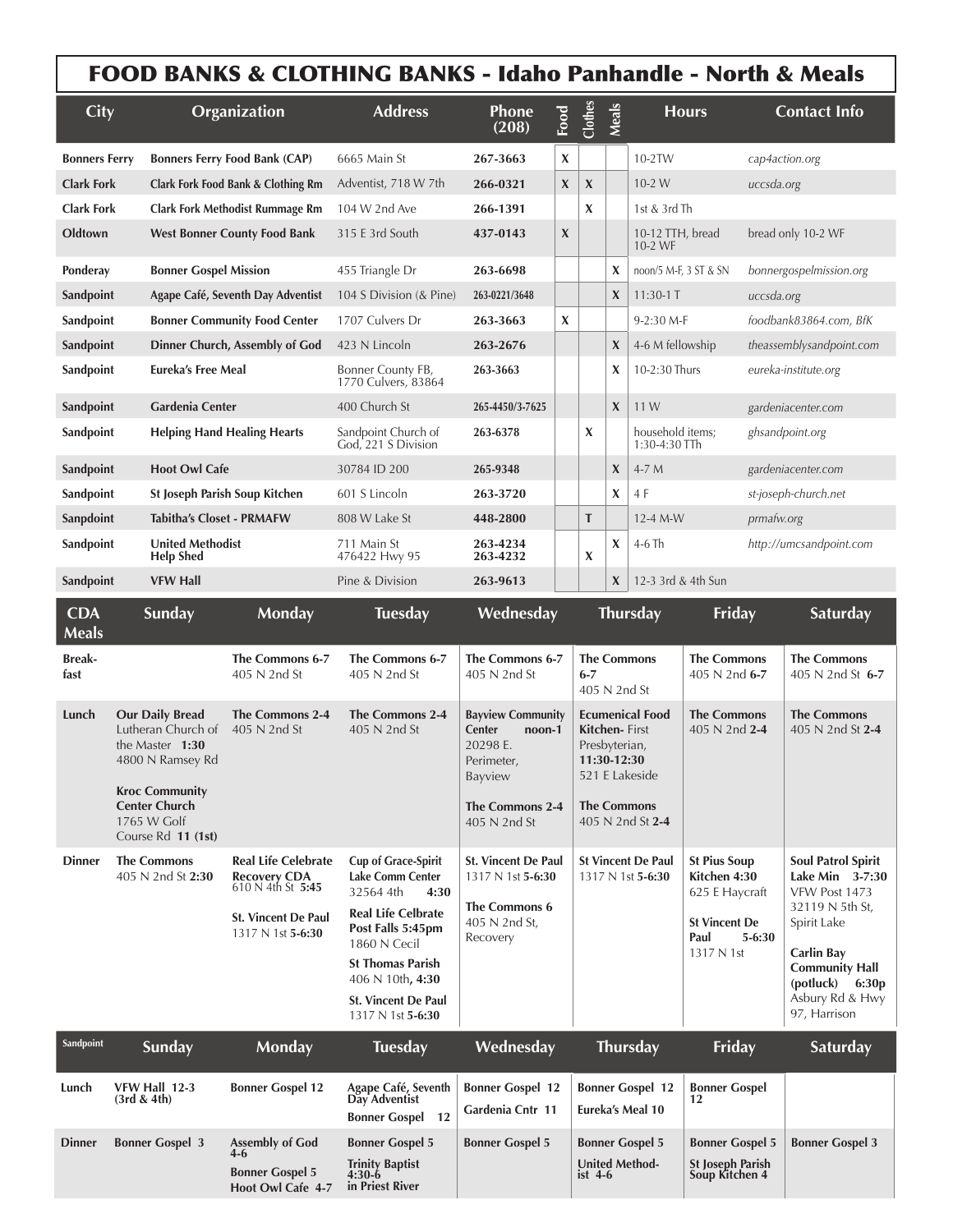# FOOD BANKS & CLOTHING BANKS - Idaho Panhandle - North & Meals

| City | Organization | Address | Phone (208) | Food | Clothes | Meals | Hours | Contact Info |
|---|---|---|---|---|---|---|---|---|
| **Bonners Ferry** | **Bonners Ferry Food Bank (CAP)** | 6665 Main St | **267-3663** | X | | | 10-2TW | *cap4action.org* |
| **Clark Fork** | **Clark Fork Food Bank & Clothing Rm** | Adventist, 718 W 7th | **266-0321** | X | X | | 10-2 W | *uccsda.org* |
| **Clark Fork** | **Clark Fork Methodist Rummage Rm** | 104 W 2nd Ave | **266-1391** | | X | | 1st & 3rd Th | |
| **Oldtown** | **West Bonner County Food Bank** | 315 E 3rd South | **437-0143** | X | | | 10-12 TTH, bread 10-2 WF | bread only 10-2 WF |
| **Ponderay** | **Bonner Gospel Mission** | 455 Triangle Dr | **263-6698** | | | X | noon/5 M-F, 3 ST & SN | *bonnergospelmission.org* |
| **Sandpoint** | **Agape Café, Seventh Day Adventist** | 104 S Division (& Pine) | **263-0221/3648** | | | X | 11:30-1 T | *uccsda.org* |
| **Sandpoint** | **Bonner Community Food Center** | 1707 Culvers Dr | **263-3663** | X | | | 9-2:30 M-F | *foodbank83864.com, BfK* |
| **Sandpoint** | **Dinner Church, Assembly of God** | 423 N Lincoln | **263-2676** | | | X | 4-6 M fellowship | *theassemblysandpoint.com* |
| **Sandpoint** | **Eureka's Free Meal** | Bonner County FB, 1770 Culvers, 83864 | **263-3663** | | | X | 10-2:30 Thurs | *eureka-institute.org* |
| **Sandpoint** | **Gardenia Center** | 400 Church St | **265-4450/3-7625** | | | X | 11 W | *gardeniacenter.com* |
| **Sandpoint** | **Helping Hand Healing Hearts** | Sandpoint Church of God, 221 S Division | **263-6378** | | X | | household items; 1:30-4:30 TTh | *ghsandpoint.org* |
| **Sandpoint** | **Hoot Owl Cafe** | 30784 ID 200 | **265-9348** | | | X | 4-7 M | *gardeniacenter.com* |
| **Sandpoint** | **St Joseph Parish Soup Kitchen** | 601 S Lincoln | **263-3720** | | | X | 4 F | *st-joseph-church.net* |
| **Sanpdoint** | **Tabitha's Closet - PRMAFW** | 808 W Lake St | **448-2800** | | T | | 12-4 M-W | *prmafw.org* |
| **Sandpoint** | **United Methodist Help Shed** | 711 Main St 476422 Hwy 95 | **263-4234 263-4232** | | X | X | 4-6 Th | *http://umcsandpoint.com* |
| **Sandpoint** | **VFW Hall** | Pine & Division | **263-9613** | | | X | 12-3 3rd & 4th Sun | |

| CDA Meals | Sunday | Monday | Tuesday | Wednesday | Thursday | Friday | Saturday |
|---|---|---|---|---|---|---|---|
| **Break-fast** | | **The Commons 6-7** 405 N 2nd St | **The Commons 6-7** 405 N 2nd St | **The Commons 6-7** 405 N 2nd St | **The Commons 6-7** 405 N 2nd St | **The Commons** 405 N 2nd **6-7** | **The Commons** 405 N 2nd St **6-7** |
| **Lunch** | **Our Daily Bread** Lutheran Church of the Master **1:30** 4800 N Ramsey Rd; **Kroc Community Center Church** 1765 W Golf Course Rd **11 (1st)** | **The Commons 2-4** 405 N 2nd St | **The Commons 2-4** 405 N 2nd St | **Bayview Community Center noon-1** 20298 E. Perimeter, Bayview; **The Commons 2-4** 405 N 2nd St | **Ecumenical Food Kitchen-** First Presbyterian, **11:30-12:30** 521 E Lakeside; **The Commons** 405 N 2nd St **2-4** | **The Commons** 405 N 2nd **2-4** | **The Commons** 405 N 2nd St **2-4** |
| **Dinner** | **The Commons** 405 N 2nd St **2:30** | **Real Life Celebrate Recovery CDA** 610 N 4th St **5:45**; **St. Vincent De Paul** 1317 N 1st **5-6:30** | **Cup of Grace-Spirit Lake Comm Center** 32564 4th **4:30**; **Real Life Celbrate Post Falls 5:45pm** 1860 N Cecil; **St Thomas Parish** 406 N 10th**, 4:30**; **St. Vincent De Paul** 1317 N 1st **5-6:30** | **St. Vincent De Paul** 1317 N 1st **5-6:30**; **The Commons 6** 405 N 2nd St, Recovery | **St Vincent De Paul** 1317 N 1st **5-6:30** | **St Pius Soup Kitchen 4:30** 625 E Haycraft; **St Vincent De Paul 5-6:30** 1317 N 1st | **Soul Patrol Spirit Lake Min 3-7:30** VFW Post 1473 32119 N 5th St, Spirit Lake; **Carlin Bay Community Hall (potluck) 6:30p** Asbury Rd & Hwy 97, Harrison |

| Sandpoint | Sunday | Monday | Tuesday | Wednesday | Thursday | Friday | Saturday |
|---|---|---|---|---|---|---|---|
| **Lunch** | **VFW Hall 12-3 (3rd & 4th)** | **Bonner Gospel 12** | **Agape Café, Seventh Day Adventist**; **Bonner Gospel 12** | **Bonner Gospel 12**; **Gardenia Cntr 11** | **Bonner Gospel 12**; **Eureka's Meal 10** | **Bonner Gospel 12** | |
| **Dinner** | **Bonner Gospel 3** | **Assembly of God 4-6**; **Bonner Gospel 5**; **Hoot Owl Cafe 4-7** | **Bonner Gospel 5**; **Trinity Baptist 4:30-6 in Priest River** | **Bonner Gospel 5** | **Bonner Gospel 5**; **United Method-ist 4-6** | **Bonner Gospel 5**; **St Joseph Parish Soup Kitchen 4** | **Bonner Gospel 3** |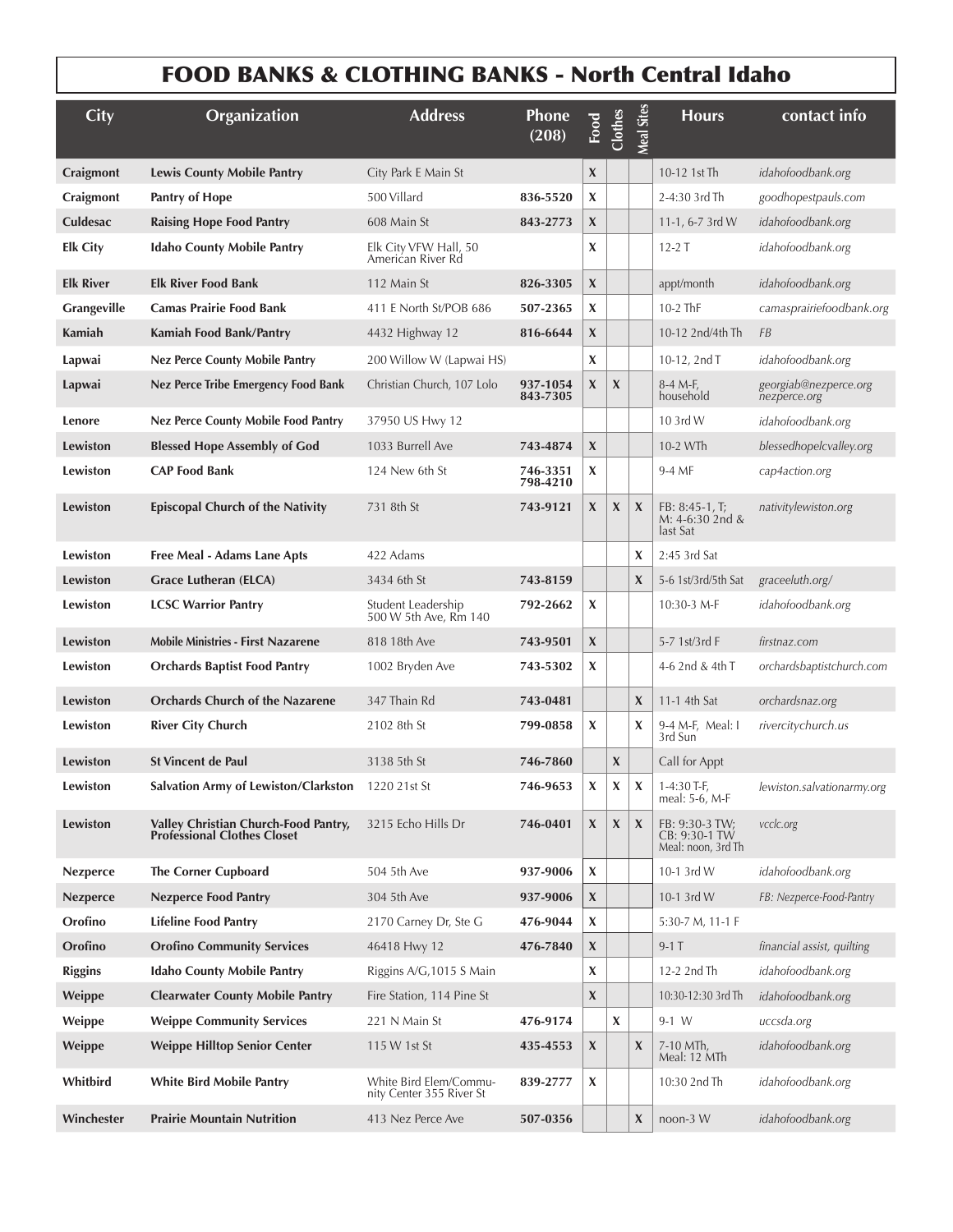# FOOD BANKS & CLOTHING BANKS - North Central Idaho

| City | Organization | Address | Phone (208) | Food | Clothes | Meal Sites | Hours | contact info |
|---|---|---|---|---|---|---|---|---|
| **Craigmont** | **Lewis County Mobile Pantry** | City Park E Main St | | X | | | 10-12 1st Th | *idahofoodbank.org* |
| **Craigmont** | **Pantry of Hope** | 500 Villard | **836-5520** | X | | | 2-4:30 3rd Th | *goodhopestpauls.com* |
| **Culdesac** | **Raising Hope Food Pantry** | 608 Main St | **843-2773** | X | | | 11-1, 6-7 3rd W | *idahofoodbank.org* |
| **Elk City** | **Idaho County Mobile Pantry** | Elk City VFW Hall, 50 American River Rd | | X | | | 12-2 T | *idahofoodbank.org* |
| **Elk River** | **Elk River Food Bank** | 112 Main St | **826-3305** | X | | | appt/month | *idahofoodbank.org* |
| **Grangeville** | **Camas Prairie Food Bank** | 411 E North St/POB 686 | **507-2365** | X | | | 10-2 ThF | *camasprairiefoodbank.org* |
| **Kamiah** | **Kamiah Food Bank/Pantry** | 4432 Highway 12 | **816-6644** | X | | | 10-12 2nd/4th Th | *FB* |
| **Lapwai** | **Nez Perce County Mobile Pantry** | 200 Willow W (Lapwai HS) | | X | | | 10-12, 2nd T | *idahofoodbank.org* |
| **Lapwai** | **Nez Perce Tribe Emergency Food Bank** | Christian Church, 107 Lolo | **937-1054 843-7305** | X | X | | 8-4 M-F, household | *georgiab@nezperce.org nezperce.org* |
| **Lenore** | **Nez Perce County Mobile Food Pantry** | 37950 US Hwy 12 | | | | | 10 3rd W | *idahofoodbank.org* |
| **Lewiston** | **Blessed Hope Assembly of God** | 1033 Burrell Ave | **743-4874** | X | | | 10-2 WTh | *blessedhopelcvalley.org* |
| **Lewiston** | **CAP Food Bank** | 124 New 6th St | **746-3351 798-4210** | X | | | 9-4 MF | *cap4action.org* |
| **Lewiston** | **Episcopal Church of the Nativity** | 731 8th St | **743-9121** | X | X | X | FB: 8:45-1, T; M: 4-6:30 2nd & last Sat | *nativitylewiston.org* |
| **Lewiston** | **Free Meal - Adams Lane Apts** | 422 Adams | | | | X | 2:45 3rd Sat | |
| **Lewiston** | **Grace Lutheran (ELCA)** | 3434 6th St | **743-8159** | | | X | 5-6 1st/3rd/5th Sat | *graceeluth.org/* |
| **Lewiston** | **LCSC Warrior Pantry** | Student Leadership 500 W 5th Ave, Rm 140 | **792-2662** | X | | | 10:30-3 M-F | *idahofoodbank.org* |
| **Lewiston** | **Mobile Ministries - First Nazarene** | 818 18th Ave | **743-9501** | X | | | 5-7 1st/3rd F | *firstnaz.com* |
| **Lewiston** | **Orchards Baptist Food Pantry** | 1002 Bryden Ave | **743-5302** | X | | | 4-6 2nd & 4th T | *orchardsbaptistchurch.com* |
| **Lewiston** | **Orchards Church of the Nazarene** | 347 Thain Rd | **743-0481** | | | X | 11-1 4th Sat | *orchardsnaz.org* |
| **Lewiston** | **River City Church** | 2102 8th St | **799-0858** | X | | X | 9-4 M-F, Meal: I 3rd Sun | *rivercitychurch.us* |
| **Lewiston** | **St Vincent de Paul** | 3138 5th St | **746-7860** | | X | | Call for Appt | |
| **Lewiston** | **Salvation Army of Lewiston/Clarkston** | 1220 21st St | **746-9653** | X | X | X | 1-4:30 T-F, meal: 5-6, M-F | *lewiston.salvationarmy.org* |
| **Lewiston** | **Valley Christian Church-Food Pantry, Professional Clothes Closet** | 3215 Echo Hills Dr | **746-0401** | X | X | X | FB: 9:30-3 TW; CB: 9:30-1 TW Meal: noon, 3rd Th | *vcclc.org* |
| **Nezperce** | **The Corner Cupboard** | 504 5th Ave | **937-9006** | X | | | 10-1 3rd W | *idahofoodbank.org* |
| **Nezperce** | **Nezperce Food Pantry** | 304 5th Ave | **937-9006** | X | | | 10-1 3rd W | *FB: Nezperce-Food-Pantry* |
| **Orofino** | **Lifeline Food Pantry** | 2170 Carney Dr, Ste G | **476-9044** | X | | | 5:30-7 M, 11-1 F | |
| **Orofino** | **Orofino Community Services** | 46418 Hwy 12 | **476-7840** | X | | | 9-1 T | *financial assist, quilting* |
| **Riggins** | **Idaho County Mobile Pantry** | Riggins A/G,1015 S Main | | X | | | 12-2 2nd Th | *idahofoodbank.org* |
| **Weippe** | **Clearwater County Mobile Pantry** | Fire Station, 114 Pine St | | X | | | 10:30-12:30 3rd Th | *idahofoodbank.org* |
| **Weippe** | **Weippe Community Services** | 221 N Main St | **476-9174** | | X | | 9-1 W | *uccsda.org* |
| **Weippe** | **Weippe Hilltop Senior Center** | 115 W 1st St | **435-4553** | X | | X | 7-10 MTh, Meal: 12 MTh | *idahofoodbank.org* |
| **Whitbird** | **White Bird Mobile Pantry** | White Bird Elem/Community Center 355 River St | **839-2777** | X | | | 10:30 2nd Th | *idahofoodbank.org* |
| **Winchester** | **Prairie Mountain Nutrition** | 413 Nez Perce Ave | **507-0356** | | | X | noon-3 W | *idahofoodbank.org* |